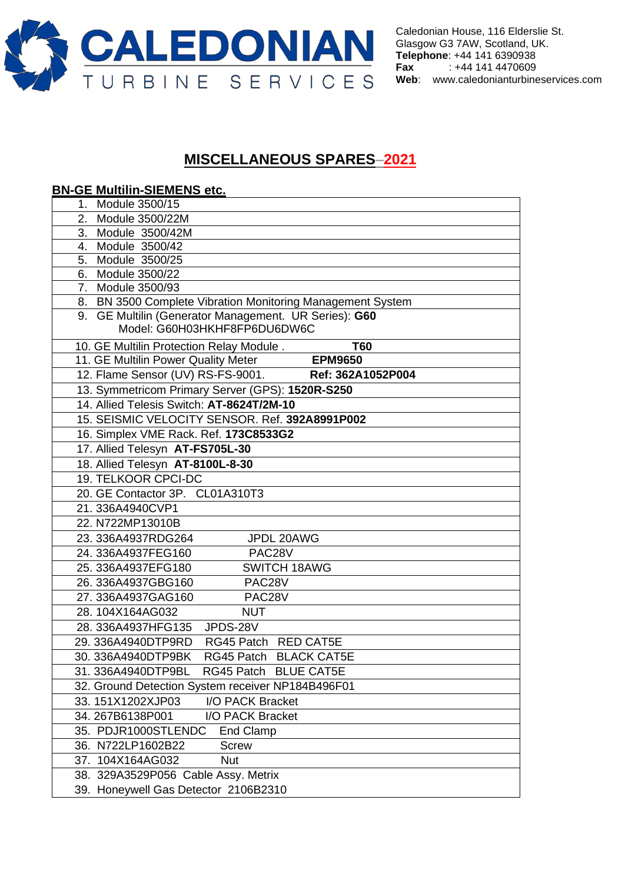**CALEDONIAN**
TURBINE SERVICES

Caledonian House, 116 Elderslie St.
Glasgow G3 7AW, Scotland, UK.
**Telephone**: +44 141 6390938
**Fax** : +44 141 4470609
**Web**: www.caledonianturbineservices.com

# MISCELLANEOUS SPARES–2021

**BN-GE Multilin-SIEMENS etc.**

| |
|---|
| 1. Module 3500/15 |
| 2. Module 3500/22M |
| 3. Module 3500/42M |
| 4. Module 3500/42 |
| 5. Module 3500/25 |
| 6. Module 3500/22 |
| 7. Module 3500/93 |
| 8. BN 3500 Complete Vibration Monitoring Management System |
| 9. GE Multilin (Generator Management. UR Series): **G60** Model: G60H03HKHF8FP6DU6DW6C |
| 10. GE Multilin Protection Relay Module . **T60** |
| 11. GE Multilin Power Quality Meter **EPM9650** |
| 12. Flame Sensor (UV) RS-FS-9001. **Ref: 362A1052P004** |
| 13. Symmetricom Primary Server (GPS): **1520R-S250** |
| 14. Allied Telesis Switch: **AT-8624T/2M-10** |
| 15. SEISMIC VELOCITY SENSOR. Ref. **392A8991P002** |
| 16. Simplex VME Rack. Ref. **173C8533G2** |
| 17. Allied Telesyn **AT-FS705L-30** |
| 18. Allied Telesyn **AT-8100L-8-30** |
| 19. TELKOOR CPCI-DC |
| 20. GE Contactor 3P. CL01A310T3 |
| 21. 336A4940CVP1 |
| 22. N722MP13010B |
| 23. 336A4937RDG264 JPDL 20AWG |
| 24. 336A4937FEG160 PAC28V |
| 25. 336A4937EFG180 SWITCH 18AWG |
| 26. 336A4937GBG160 PAC28V |
| 27. 336A4937GAG160 PAC28V |
| 28. 104X164AG032 NUT |
| 28. 336A4937HFG135 JPDS-28V |
| 29. 336A4940DTP9RD RG45 Patch RED CAT5E |
| 30. 336A4940DTP9BK RG45 Patch BLACK CAT5E |
| 31. 336A4940DTP9BL RG45 Patch BLUE CAT5E |
| 32. Ground Detection System receiver NP184B496F01 |
| 33. 151X1202XJP03 I/O PACK Bracket |
| 34. 267B6138P001 I/O PACK Bracket |
| 35. PDJR1000STLENDC End Clamp |
| 36. N722LP1602B22 Screw |
| 37. 104X164AG032 Nut |
| 38. 329A3529P056 Cable Assy. Metrix |
| 39. Honeywell Gas Detector 2106B2310 |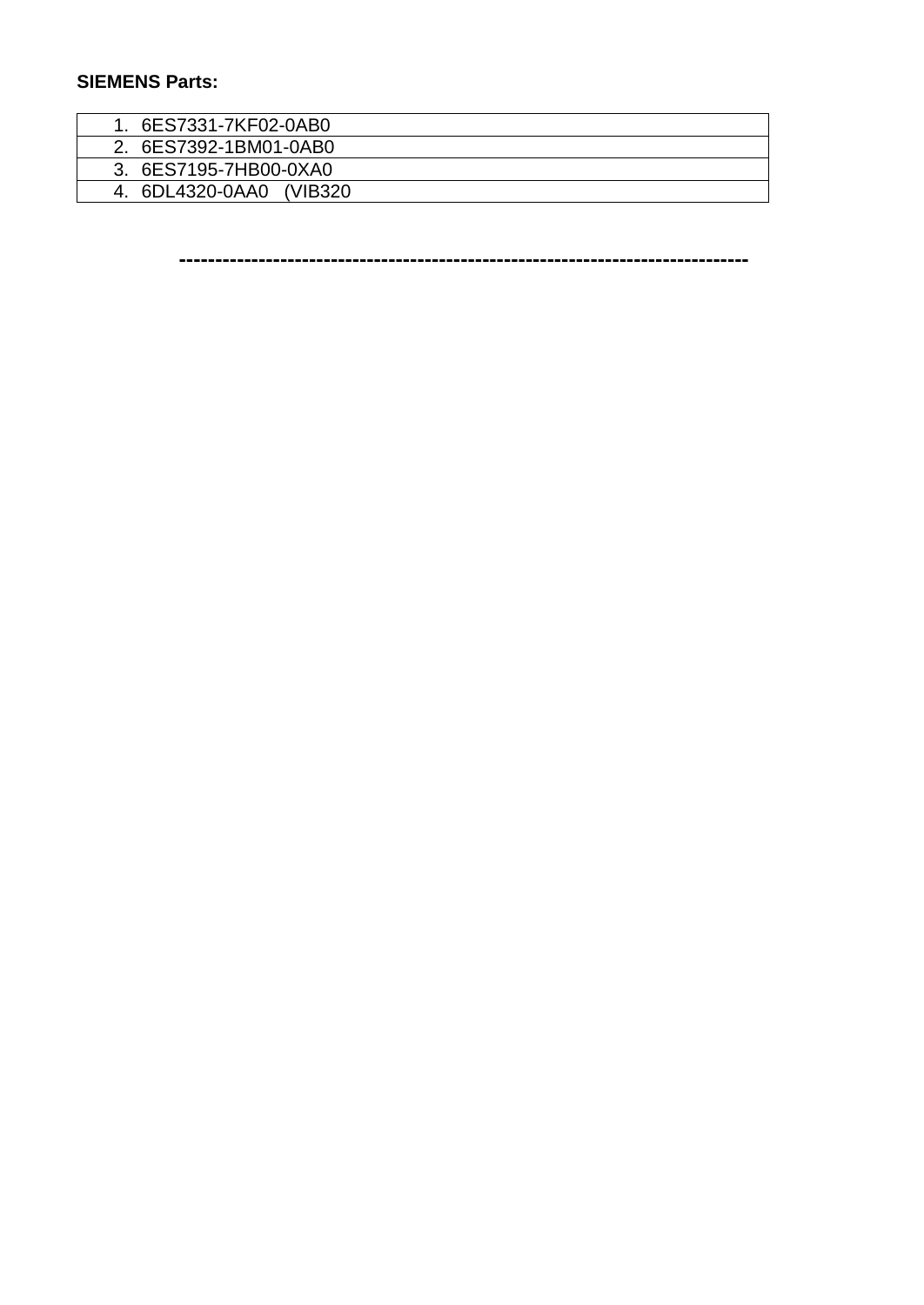**SIEMENS Parts:**

| |
|---|
| 1. 6ES7331-7KF02-0AB0 |
| 2. 6ES7392-1BM01-0AB0 |
| 3. 6ES7195-7HB00-0XA0 |
| 4. 6DL4320-0AA0 (VIB320 |

**-----------------------------------------------------------------------------**